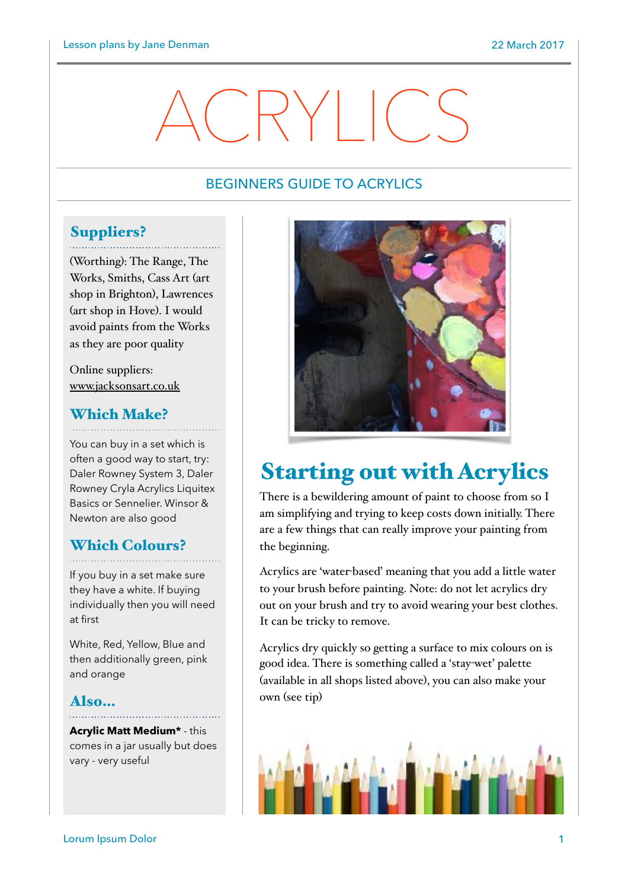# ACRYLICS

## BEGINNERS GUIDE TO ACRYLICS

### Suppliers?

(Worthing): The Range, The Works, Smiths, Cass Art (art shop in Brighton), Lawrences (art shop in Hove). I would avoid paints from the Works as they are poor quality

Online suppliers: www.jacksonsart.co.uk

### Which Make?

You can buy in a set which is often a good way to start, try: Daler Rowney System 3, Daler Rowney Cryla Acrylics Liquitex Basics or Sennelier. Winsor & Newton are also good

### Which Colours?

If you buy in a set make sure they have a white. If buying individually then you will need at first

White, Red, Yellow, Blue and then additionally green, pink and orange

### Also...

**Acrylic Matt Medium*** - this comes in a jar usually but does vary - very useful

## Starting out with Acrylics

There is a bewildering amount of paint to choose from so I am simplifying and trying to keep costs down initially. There are a few things that can really improve your painting from the beginning.

Acrylics are 'water-based' meaning that you add a little water to your brush before painting. Note: do not let acrylics dry out on your brush and try to avoid wearing your best clothes. It can be tricky to remove.

Acrylics dry quickly so getting a surface to mix colours on is good idea. There is something called a 'stay-wet' palette (available in all shops listed above), you can also make your own (see tip)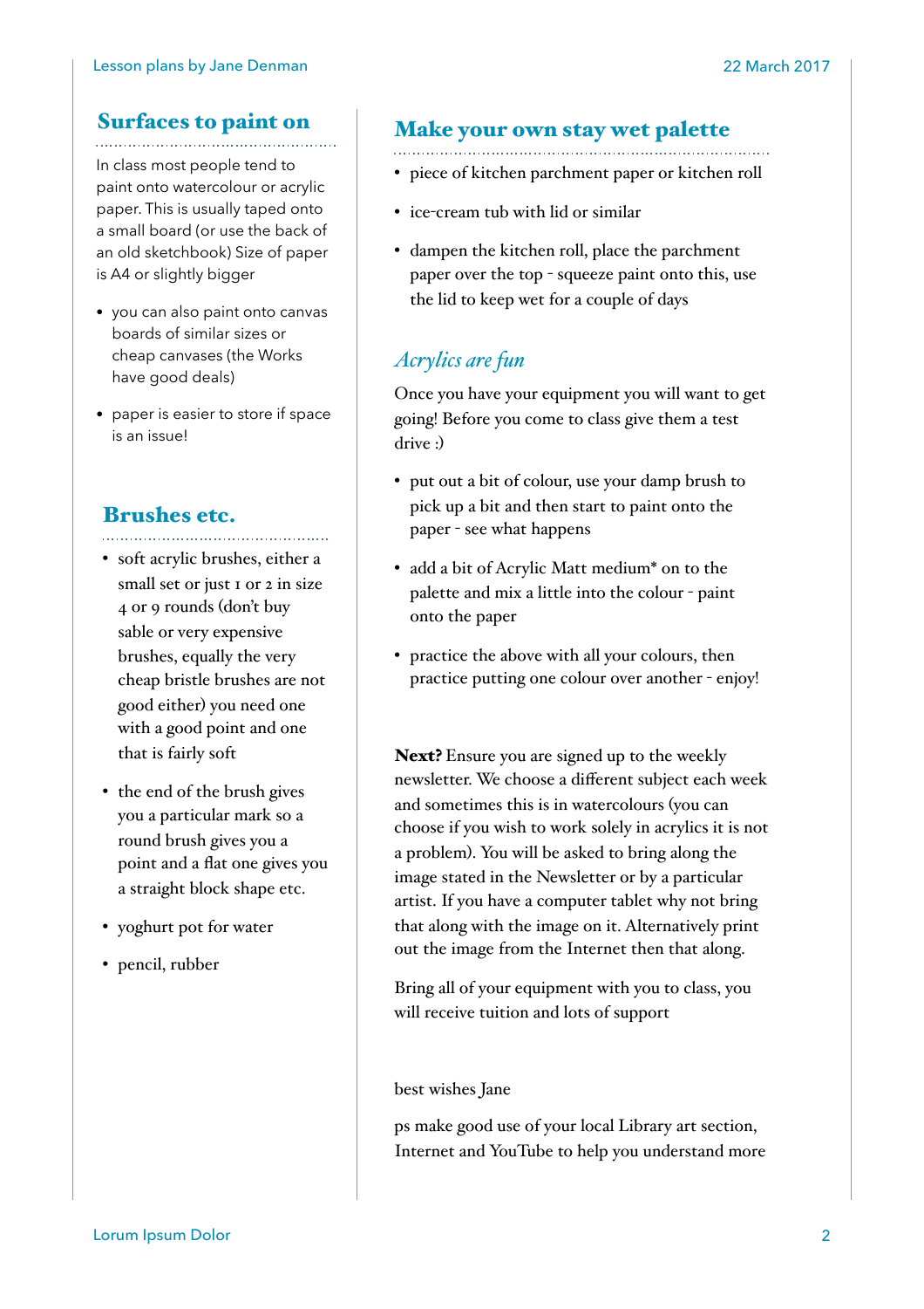## Surfaces to paint on

In class most people tend to paint onto watercolour or acrylic paper. This is usually taped onto a small board (or use the back of an old sketchbook) Size of paper is A4 or slightly bigger

- you can also paint onto canvas boards of similar sizes or cheap canvases (the Works have good deals)
- paper is easier to store if space is an issue!

## Brushes etc.

- soft acrylic brushes, either a small set or just 1 or 2 in size 4 or 9 rounds (don't buy sable or very expensive brushes, equally the very cheap bristle brushes are not good either) you need one with a good point and one that is fairly soft
- the end of the brush gives you a particular mark so a round brush gives you a point and a flat one gives you a straight block shape etc.
- yoghurt pot for water
- pencil, rubber

## Make your own stay wet palette

- piece of kitchen parchment paper or kitchen roll
- ice-cream tub with lid or similar
- dampen the kitchen roll, place the parchment paper over the top - squeeze paint onto this, use the lid to keep wet for a couple of days

### *Acrylics are fun*

Once you have your equipment you will want to get going! Before you come to class give them a test drive :)

- put out a bit of colour, use your damp brush to pick up a bit and then start to paint onto the paper - see what happens
- add a bit of Acrylic Matt medium* on to the palette and mix a little into the colour - paint onto the paper
- practice the above with all your colours, then practice putting one colour over another - enjoy!

**Next?** Ensure you are signed up to the weekly newsletter. We choose a different subject each week and sometimes this is in watercolours (you can choose if you wish to work solely in acrylics it is not a problem). You will be asked to bring along the image stated in the Newsletter or by a particular artist. If you have a computer tablet why not bring that along with the image on it. Alternatively print out the image from the Internet then that along.

Bring all of your equipment with you to class, you will receive tuition and lots of support

best wishes Jane

ps make good use of your local Library art section, Internet and YouTube to help you understand more